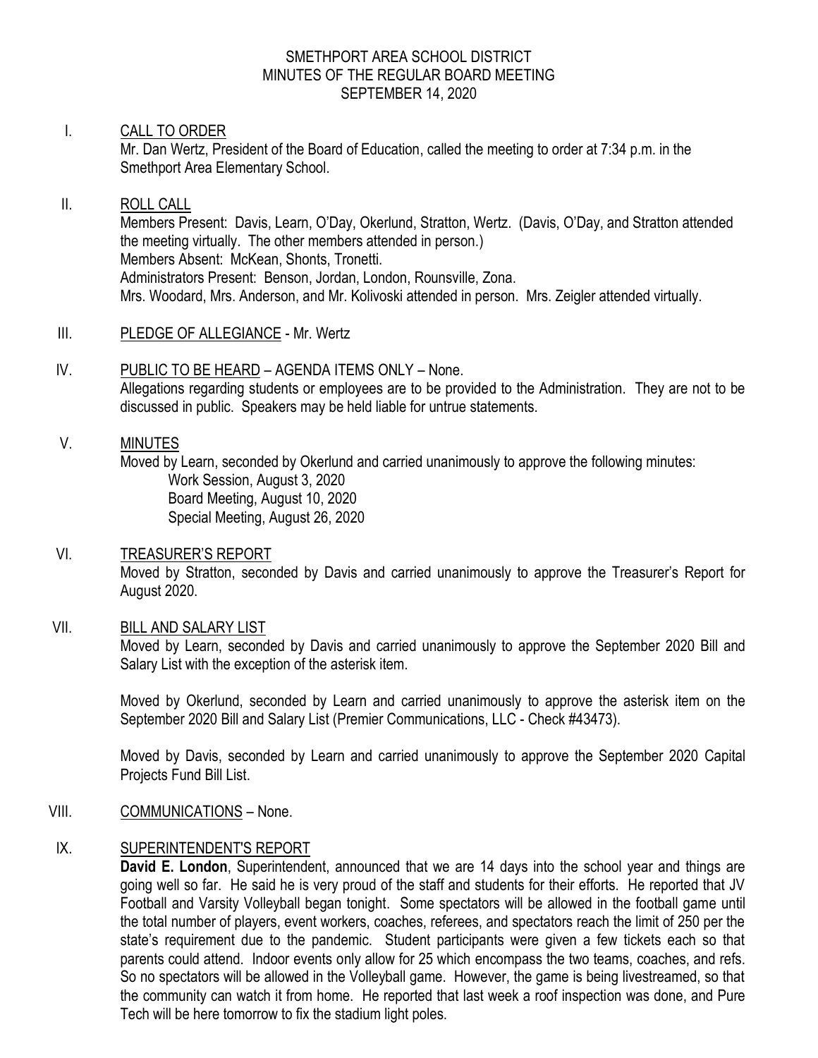# SMETHPORT AREA SCHOOL DISTRICT
## MINUTES OF THE REGULAR BOARD MEETING
## SEPTEMBER 14, 2020

I. CALL TO ORDER

Mr. Dan Wertz, President of the Board of Education, called the meeting to order at 7:34 p.m. in the Smethport Area Elementary School.

II. ROLL CALL

Members Present: Davis, Learn, O'Day, Okerlund, Stratton, Wertz. (Davis, O'Day, and Stratton attended the meeting virtually. The other members attended in person.)
Members Absent: McKean, Shonts, Tronetti.
Administrators Present: Benson, Jordan, London, Rounsville, Zona.
Mrs. Woodard, Mrs. Anderson, and Mr. Kolivoski attended in person. Mrs. Zeigler attended virtually.

III. PLEDGE OF ALLEGIANCE - Mr. Wertz

IV. PUBLIC TO BE HEARD – AGENDA ITEMS ONLY – None.

Allegations regarding students or employees are to be provided to the Administration. They are not to be discussed in public. Speakers may be held liable for untrue statements.

V. MINUTES

Moved by Learn, seconded by Okerlund and carried unanimously to approve the following minutes:

- Work Session, August 3, 2020
- Board Meeting, August 10, 2020
- Special Meeting, August 26, 2020

VI. TREASURER'S REPORT

Moved by Stratton, seconded by Davis and carried unanimously to approve the Treasurer's Report for August 2020.

VII. BILL AND SALARY LIST

Moved by Learn, seconded by Davis and carried unanimously to approve the September 2020 Bill and Salary List with the exception of the asterisk item.

Moved by Okerlund, seconded by Learn and carried unanimously to approve the asterisk item on the September 2020 Bill and Salary List (Premier Communications, LLC - Check #43473).

Moved by Davis, seconded by Learn and carried unanimously to approve the September 2020 Capital Projects Fund Bill List.

VIII. COMMUNICATIONS – None.

IX. SUPERINTENDENT'S REPORT

**David E. London**, Superintendent, announced that we are 14 days into the school year and things are going well so far. He said he is very proud of the staff and students for their efforts. He reported that JV Football and Varsity Volleyball began tonight. Some spectators will be allowed in the football game until the total number of players, event workers, coaches, referees, and spectators reach the limit of 250 per the state's requirement due to the pandemic. Student participants were given a few tickets each so that parents could attend. Indoor events only allow for 25 which encompass the two teams, coaches, and refs. So no spectators will be allowed in the Volleyball game. However, the game is being livestreamed, so that the community can watch it from home. He reported that last week a roof inspection was done, and Pure Tech will be here tomorrow to fix the stadium light poles.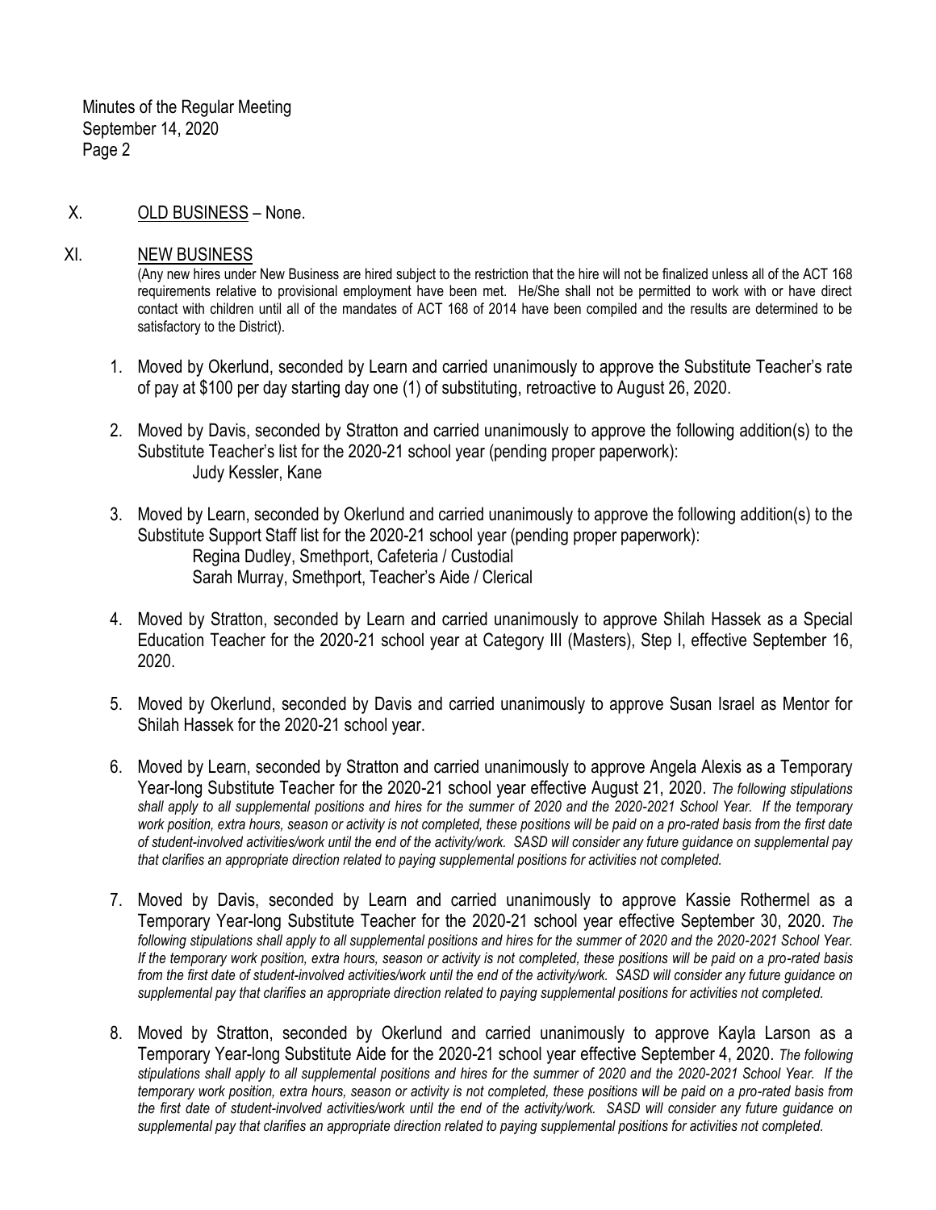X. OLD BUSINESS – None.

XI. NEW BUSINESS

(Any new hires under New Business are hired subject to the restriction that the hire will not be finalized unless all of the ACT 168 requirements relative to provisional employment have been met. He/She shall not be permitted to work with or have direct contact with children until all of the mandates of ACT 168 of 2014 have been compiled and the results are determined to be satisfactory to the District).

1. Moved by Okerlund, seconded by Learn and carried unanimously to approve the Substitute Teacher's rate of pay at $100 per day starting day one (1) of substituting, retroactive to August 26, 2020.

2. Moved by Davis, seconded by Stratton and carried unanimously to approve the following addition(s) to the Substitute Teacher's list for the 2020-21 school year (pending proper paperwork):
   Judy Kessler, Kane

3. Moved by Learn, seconded by Okerlund and carried unanimously to approve the following addition(s) to the Substitute Support Staff list for the 2020-21 school year (pending proper paperwork):
   Regina Dudley, Smethport, Cafeteria / Custodial
   Sarah Murray, Smethport, Teacher's Aide / Clerical

4. Moved by Stratton, seconded by Learn and carried unanimously to approve Shilah Hassek as a Special Education Teacher for the 2020-21 school year at Category III (Masters), Step I, effective September 16, 2020.

5. Moved by Okerlund, seconded by Davis and carried unanimously to approve Susan Israel as Mentor for Shilah Hassek for the 2020-21 school year.

6. Moved by Learn, seconded by Stratton and carried unanimously to approve Angela Alexis as a Temporary Year-long Substitute Teacher for the 2020-21 school year effective August 21, 2020. *The following stipulations shall apply to all supplemental positions and hires for the summer of 2020 and the 2020-2021 School Year. If the temporary work position, extra hours, season or activity is not completed, these positions will be paid on a pro-rated basis from the first date of student-involved activities/work until the end of the activity/work. SASD will consider any future guidance on supplemental pay that clarifies an appropriate direction related to paying supplemental positions for activities not completed.*

7. Moved by Davis, seconded by Learn and carried unanimously to approve Kassie Rothermel as a Temporary Year-long Substitute Teacher for the 2020-21 school year effective September 30, 2020. *The following stipulations shall apply to all supplemental positions and hires for the summer of 2020 and the 2020-2021 School Year. If the temporary work position, extra hours, season or activity is not completed, these positions will be paid on a pro-rated basis from the first date of student-involved activities/work until the end of the activity/work. SASD will consider any future guidance on supplemental pay that clarifies an appropriate direction related to paying supplemental positions for activities not completed.*

8. Moved by Stratton, seconded by Okerlund and carried unanimously to approve Kayla Larson as a Temporary Year-long Substitute Aide for the 2020-21 school year effective September 4, 2020. *The following stipulations shall apply to all supplemental positions and hires for the summer of 2020 and the 2020-2021 School Year. If the temporary work position, extra hours, season or activity is not completed, these positions will be paid on a pro-rated basis from the first date of student-involved activities/work until the end of the activity/work. SASD will consider any future guidance on supplemental pay that clarifies an appropriate direction related to paying supplemental positions for activities not completed.*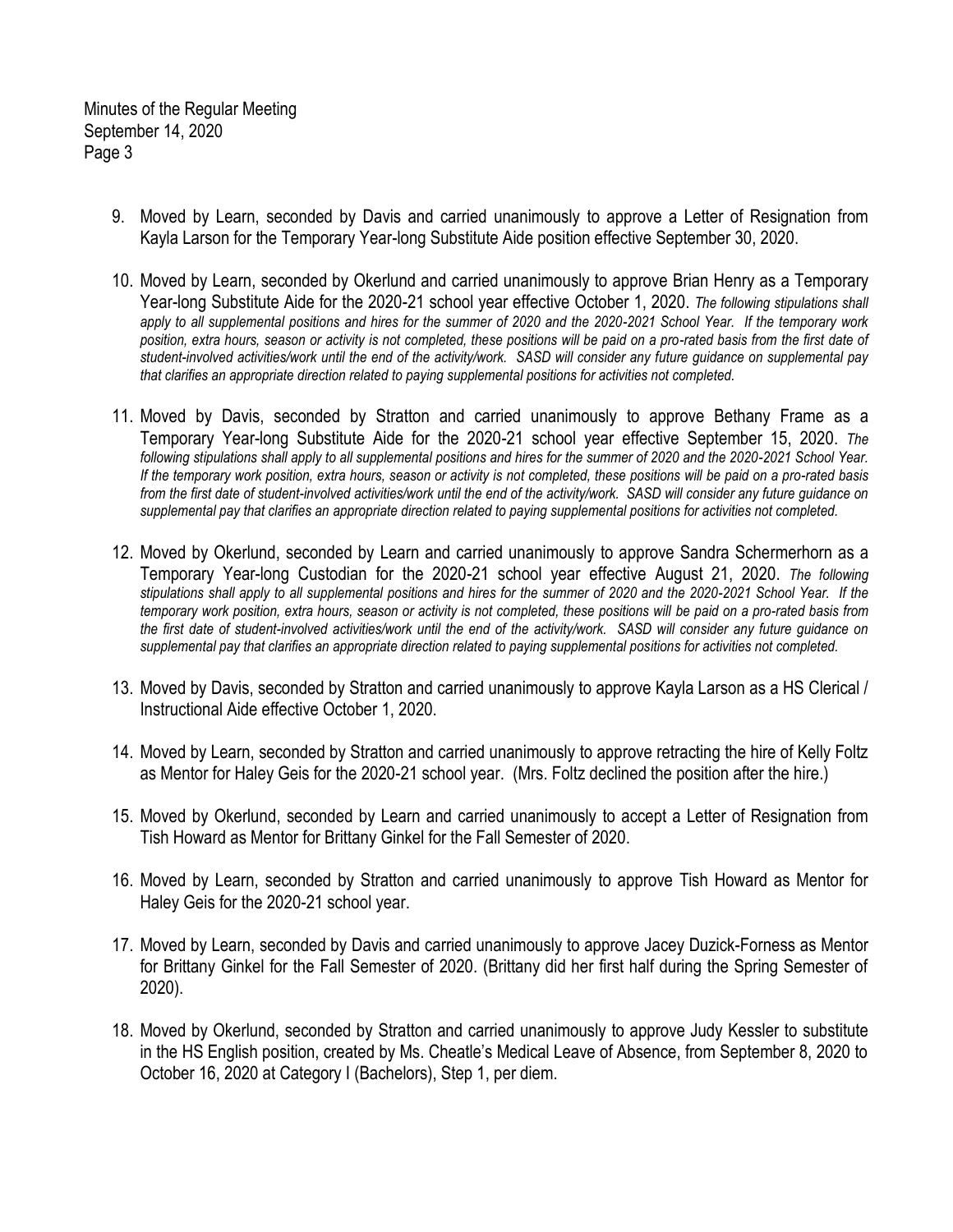9. Moved by Learn, seconded by Davis and carried unanimously to approve a Letter of Resignation from Kayla Larson for the Temporary Year-long Substitute Aide position effective September 30, 2020.

10. Moved by Learn, seconded by Okerlund and carried unanimously to approve Brian Henry as a Temporary Year-long Substitute Aide for the 2020-21 school year effective October 1, 2020. *The following stipulations shall apply to all supplemental positions and hires for the summer of 2020 and the 2020-2021 School Year. If the temporary work position, extra hours, season or activity is not completed, these positions will be paid on a pro-rated basis from the first date of student-involved activities/work until the end of the activity/work. SASD will consider any future guidance on supplemental pay that clarifies an appropriate direction related to paying supplemental positions for activities not completed.*

11. Moved by Davis, seconded by Stratton and carried unanimously to approve Bethany Frame as a Temporary Year-long Substitute Aide for the 2020-21 school year effective September 15, 2020. *The following stipulations shall apply to all supplemental positions and hires for the summer of 2020 and the 2020-2021 School Year. If the temporary work position, extra hours, season or activity is not completed, these positions will be paid on a pro-rated basis from the first date of student-involved activities/work until the end of the activity/work. SASD will consider any future guidance on supplemental pay that clarifies an appropriate direction related to paying supplemental positions for activities not completed.*

12. Moved by Okerlund, seconded by Learn and carried unanimously to approve Sandra Schermerhorn as a Temporary Year-long Custodian for the 2020-21 school year effective August 21, 2020. *The following stipulations shall apply to all supplemental positions and hires for the summer of 2020 and the 2020-2021 School Year. If the temporary work position, extra hours, season or activity is not completed, these positions will be paid on a pro-rated basis from the first date of student-involved activities/work until the end of the activity/work. SASD will consider any future guidance on supplemental pay that clarifies an appropriate direction related to paying supplemental positions for activities not completed.*

13. Moved by Davis, seconded by Stratton and carried unanimously to approve Kayla Larson as a HS Clerical / Instructional Aide effective October 1, 2020.

14. Moved by Learn, seconded by Stratton and carried unanimously to approve retracting the hire of Kelly Foltz as Mentor for Haley Geis for the 2020-21 school year. (Mrs. Foltz declined the position after the hire.)

15. Moved by Okerlund, seconded by Learn and carried unanimously to accept a Letter of Resignation from Tish Howard as Mentor for Brittany Ginkel for the Fall Semester of 2020.

16. Moved by Learn, seconded by Stratton and carried unanimously to approve Tish Howard as Mentor for Haley Geis for the 2020-21 school year.

17. Moved by Learn, seconded by Davis and carried unanimously to approve Jacey Duzick-Forness as Mentor for Brittany Ginkel for the Fall Semester of 2020. (Brittany did her first half during the Spring Semester of 2020).

18. Moved by Okerlund, seconded by Stratton and carried unanimously to approve Judy Kessler to substitute in the HS English position, created by Ms. Cheatle's Medical Leave of Absence, from September 8, 2020 to October 16, 2020 at Category I (Bachelors), Step 1, per diem.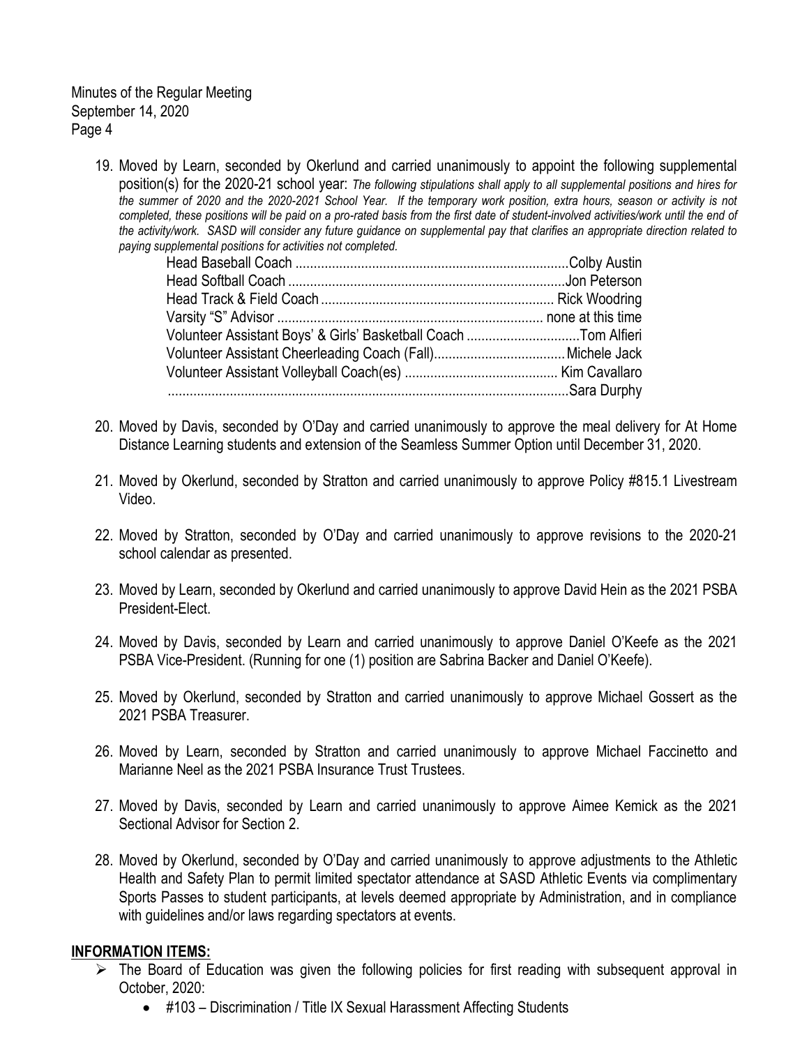19. Moved by Learn, seconded by Okerlund and carried unanimously to appoint the following supplemental position(s) for the 2020-21 school year: *The following stipulations shall apply to all supplemental positions and hires for the summer of 2020 and the 2020-2021 School Year. If the temporary work position, extra hours, season or activity is not completed, these positions will be paid on a pro-rated basis from the first date of student-involved activities/work until the end of the activity/work. SASD will consider any future guidance on supplemental pay that clarifies an appropriate direction related to paying supplemental positions for activities not completed.*

    | Position | Name |
    |---|---|
    | Head Baseball Coach | Colby Austin |
    | Head Softball Coach | Jon Peterson |
    | Head Track & Field Coach | Rick Woodring |
    | Varsity "S" Advisor | none at this time |
    | Volunteer Assistant Boys' & Girls' Basketball Coach | Tom Alfieri |
    | Volunteer Assistant Cheerleading Coach (Fall) | Michele Jack |
    | Volunteer Assistant Volleyball Coach(es) | Kim Cavallaro |
    | | Sara Durphy |

20. Moved by Davis, seconded by O'Day and carried unanimously to approve the meal delivery for At Home Distance Learning students and extension of the Seamless Summer Option until December 31, 2020.

21. Moved by Okerlund, seconded by Stratton and carried unanimously to approve Policy #815.1 Livestream Video.

22. Moved by Stratton, seconded by O'Day and carried unanimously to approve revisions to the 2020-21 school calendar as presented.

23. Moved by Learn, seconded by Okerlund and carried unanimously to approve David Hein as the 2021 PSBA President-Elect.

24. Moved by Davis, seconded by Learn and carried unanimously to approve Daniel O'Keefe as the 2021 PSBA Vice-President. (Running for one (1) position are Sabrina Backer and Daniel O'Keefe).

25. Moved by Okerlund, seconded by Stratton and carried unanimously to approve Michael Gossert as the 2021 PSBA Treasurer.

26. Moved by Learn, seconded by Stratton and carried unanimously to approve Michael Faccinetto and Marianne Neel as the 2021 PSBA Insurance Trust Trustees.

27. Moved by Davis, seconded by Learn and carried unanimously to approve Aimee Kemick as the 2021 Sectional Advisor for Section 2.

28. Moved by Okerlund, seconded by O'Day and carried unanimously to approve adjustments to the Athletic Health and Safety Plan to permit limited spectator attendance at SASD Athletic Events via complimentary Sports Passes to student participants, at levels deemed appropriate by Administration, and in compliance with guidelines and/or laws regarding spectators at events.

## INFORMATION ITEMS:

- The Board of Education was given the following policies for first reading with subsequent approval in October, 2020:
  - #103 – Discrimination / Title IX Sexual Harassment Affecting Students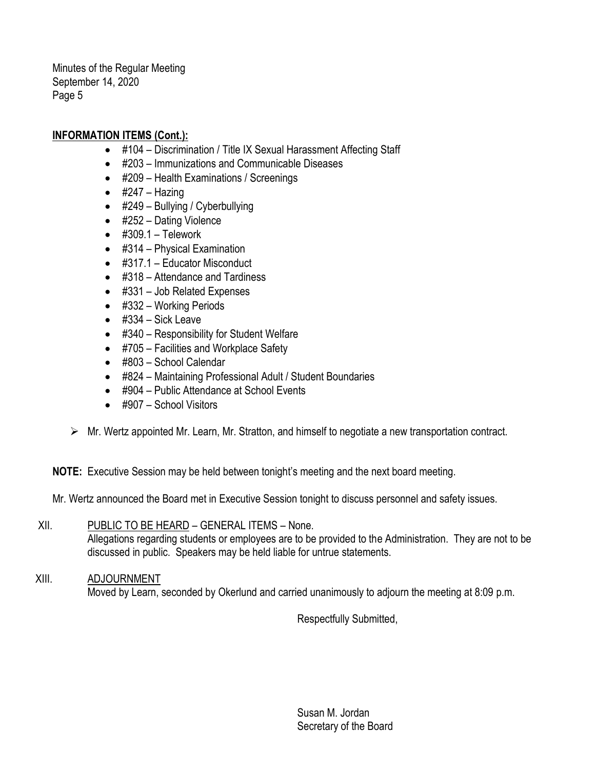**INFORMATION ITEMS (Cont.):**

- #104 – Discrimination / Title IX Sexual Harassment Affecting Staff
- #203 – Immunizations and Communicable Diseases
- #209 – Health Examinations / Screenings
- #247 – Hazing
- #249 – Bullying / Cyberbullying
- #252 – Dating Violence
- #309.1 – Telework
- #314 – Physical Examination
- #317.1 – Educator Misconduct
- #318 – Attendance and Tardiness
- #331 – Job Related Expenses
- #332 – Working Periods
- #334 – Sick Leave
- #340 – Responsibility for Student Welfare
- #705 – Facilities and Workplace Safety
- #803 – School Calendar
- #824 – Maintaining Professional Adult / Student Boundaries
- #904 – Public Attendance at School Events
- #907 – School Visitors

➢ Mr. Wertz appointed Mr. Learn, Mr. Stratton, and himself to negotiate a new transportation contract.

**NOTE:** Executive Session may be held between tonight's meeting and the next board meeting.

Mr. Wertz announced the Board met in Executive Session tonight to discuss personnel and safety issues.

XII. PUBLIC TO BE HEARD – GENERAL ITEMS – None.
Allegations regarding students or employees are to be provided to the Administration. They are not to be discussed in public. Speakers may be held liable for untrue statements.

XIII. ADJOURNMENT
Moved by Learn, seconded by Okerlund and carried unanimously to adjourn the meeting at 8:09 p.m.

Respectfully Submitted,

Susan M. Jordan
Secretary of the Board